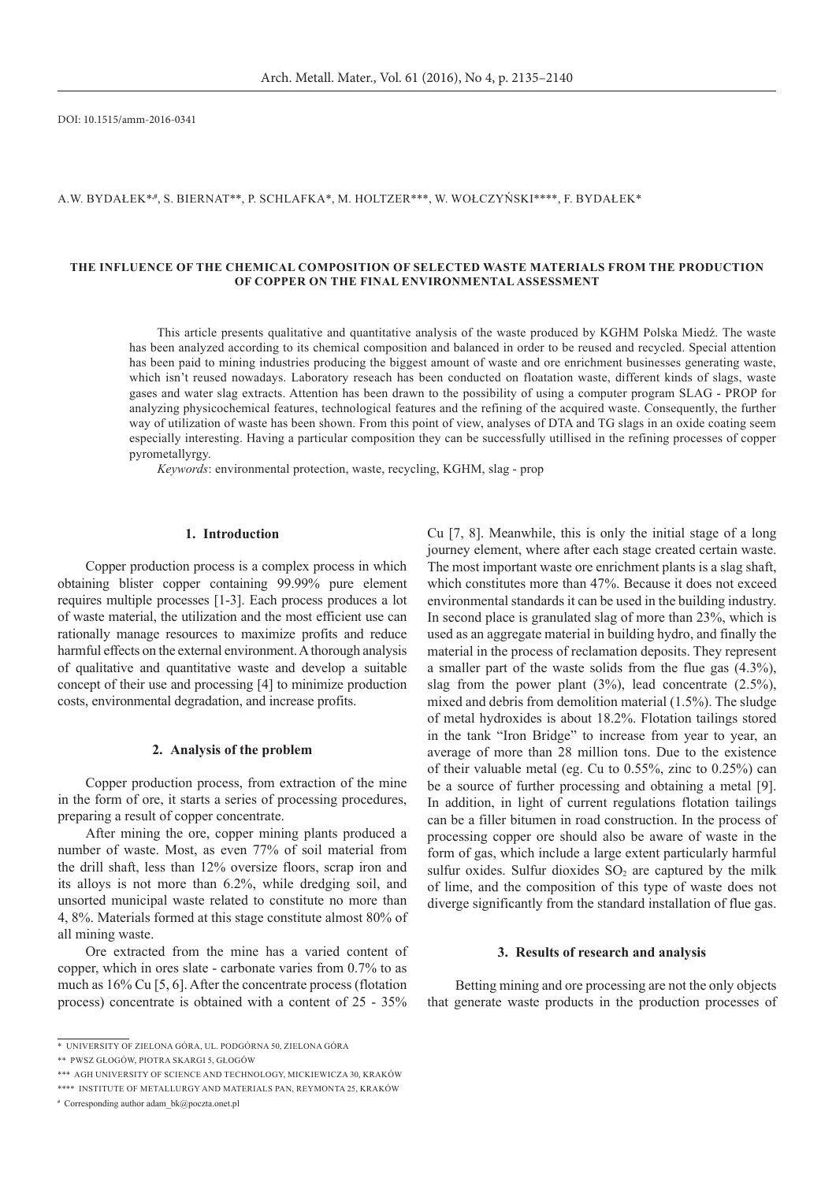DOI: 10.1515/amm-2016-0341

A.W. BYDAŁEK*,#, S. BIERNAT**, P. SCHLAFKA*, M. HOLTZER***, W. WOŁCZYŃSKI****, F. BYDAŁEK*

# THE INFLUENCE OF THE CHEMICAL COMPOSITION OF SELECTED WASTE MATERIALS FROM THE PRODUCTION OF COPPER ON THE FINAL ENVIRONMENTAL ASSESSMENT

This article presents qualitative and quantitative analysis of the waste produced by KGHM Polska Miedź. The waste has been analyzed according to its chemical composition and balanced in order to be reused and recycled. Special attention has been paid to mining industries producing the biggest amount of waste and ore enrichment businesses generating waste, which isn't reused nowadays. Laboratory reseach has been conducted on floatation waste, different kinds of slags, waste gases and water slag extracts. Attention has been drawn to the possibility of using a computer program SLAG - PROP for analyzing physicochemical features, technological features and the refining of the acquired waste. Consequently, the further way of utilization of waste has been shown. From this point of view, analyses of DTA and TG slags in an oxide coating seem especially interesting. Having a particular composition they can be successfully utillised in the refining processes of copper pyrometallyrgy.

*Keywords*: environmental protection, waste, recycling, KGHM, slag - prop

## 1. Introduction

Copper production process is a complex process in which obtaining blister copper containing 99.99% pure element requires multiple processes [1-3]. Each process produces a lot of waste material, the utilization and the most efficient use can rationally manage resources to maximize profits and reduce harmful effects on the external environment. A thorough analysis of qualitative and quantitative waste and develop a suitable concept of their use and processing [4] to minimize production costs, environmental degradation, and increase profits.

## 2. Analysis of the problem

Copper production process, from extraction of the mine in the form of ore, it starts a series of processing procedures, preparing a result of copper concentrate.

After mining the ore, copper mining plants produced a number of waste. Most, as even 77% of soil material from the drill shaft, less than 12% oversize floors, scrap iron and its alloys is not more than 6.2%, while dredging soil, and unsorted municipal waste related to constitute no more than 4, 8%. Materials formed at this stage constitute almost 80% of all mining waste.

Ore extracted from the mine has a varied content of copper, which in ores slate - carbonate varies from 0.7% to as much as 16% Cu [5, 6]. After the concentrate process (flotation process) concentrate is obtained with a content of 25 - 35% Cu [7, 8]. Meanwhile, this is only the initial stage of a long journey element, where after each stage created certain waste. The most important waste ore enrichment plants is a slag shaft, which constitutes more than 47%. Because it does not exceed environmental standards it can be used in the building industry. In second place is granulated slag of more than 23%, which is used as an aggregate material in building hydro, and finally the material in the process of reclamation deposits. They represent a smaller part of the waste solids from the flue gas (4.3%), slag from the power plant (3%), lead concentrate (2.5%), mixed and debris from demolition material (1.5%). The sludge of metal hydroxides is about 18.2%. Flotation tailings stored in the tank "Iron Bridge" to increase from year to year, an average of more than 28 million tons. Due to the existence of their valuable metal (eg. Cu to 0.55%, zinc to 0.25%) can be a source of further processing and obtaining a metal [9]. In addition, in light of current regulations flotation tailings can be a filler bitumen in road construction. In the process of processing copper ore should also be aware of waste in the form of gas, which include a large extent particularly harmful sulfur oxides. Sulfur dioxides $SO_2$ are captured by the milk of lime, and the composition of this type of waste does not diverge significantly from the standard installation of flue gas.

## 3. Results of research and analysis

Betting mining and ore processing are not the only objects that generate waste products in the production processes of

---

\* UNIVERSITY OF ZIELONA GÓRA, UL. PODGÓRNA 50, ZIELONA GÓRA

\*\* PWSZ GŁOGÓW, PIOTRA SKARGI 5, GŁOGÓW

\*\*\* AGH UNIVERSITY OF SCIENCE AND TECHNOLOGY, MICKIEWICZA 30, KRAKÓW

\*\*\*\* INSTITUTE OF METALLURGY AND MATERIALS PAN, REYMONTA 25, KRAKÓW

\# Corresponding author adam_bk@poczta.onet.pl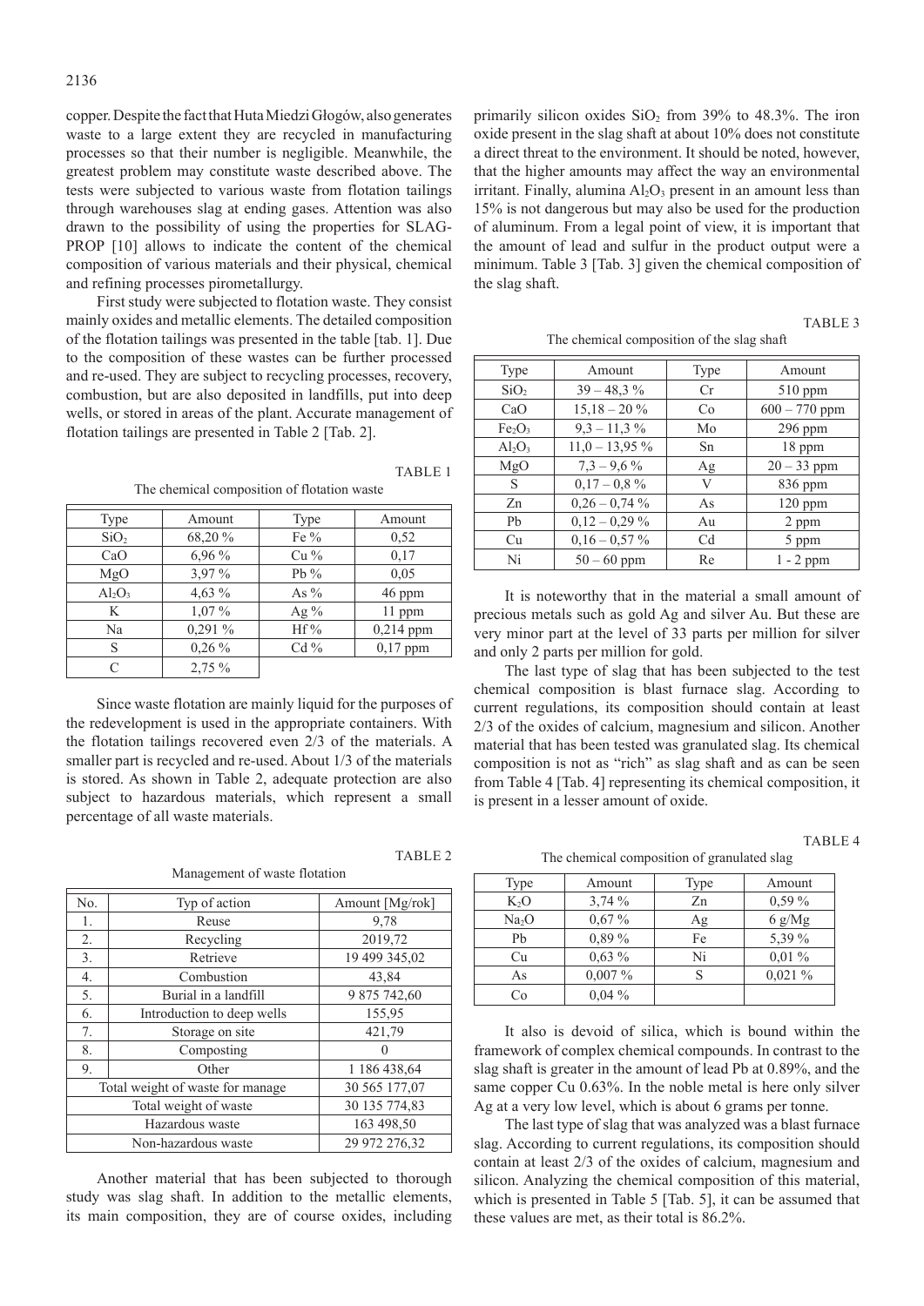copper. Despite the fact that Huta Miedzi Głogów, also generates waste to a large extent they are recycled in manufacturing processes so that their number is negligible. Meanwhile, the greatest problem may constitute waste described above. The tests were subjected to various waste from flotation tailings through warehouses slag at ending gases. Attention was also drawn to the possibility of using the properties for SLAG-PROP [10] allows to indicate the content of the chemical composition of various materials and their physical, chemical and refining processes pirometallurgy.

First study were subjected to flotation waste. They consist mainly oxides and metallic elements. The detailed composition of the flotation tailings was presented in the table [tab. 1]. Due to the composition of these wastes can be further processed and re-used. They are subject to recycling processes, recovery, combustion, but are also deposited in landfills, put into deep wells, or stored in areas of the plant. Accurate management of flotation tailings are presented in Table 2 [Tab. 2].

TABLE 1

The chemical composition of flotation waste

| Type | Amount | Type | Amount |
|---|---|---|---|
| $SiO_2$ | 68,20 % | Fe % | 0,52 |
| CaO | 6,96 % | Cu % | 0,17 |
| MgO | 3,97 % | Pb % | 0,05 |
| $Al_2O_3$ | 4,63 % | As % | 46 ppm |
| K | 1,07 % | Ag % | 11 ppm |
| Na | 0,291 % | Hf % | 0,214 ppm |
| S | 0,26 % | Cd % | 0,17 ppm |
| C | 2,75 % | | |

Since waste flotation are mainly liquid for the purposes of the redevelopment is used in the appropriate containers. With the flotation tailings recovered even 2/3 of the materials. A smaller part is recycled and re-used. About 1/3 of the materials is stored. As shown in Table 2, adequate protection are also subject to hazardous materials, which represent a small percentage of all waste materials.

TABLE 2

Management of waste flotation

| No. | Typ of action | Amount [Mg/rok] |
|---|---|---|
| 1. | Reuse | 9,78 |
| 2. | Recycling | 2019,72 |
| 3. | Retrieve | 19 499 345,02 |
| 4. | Combustion | 43,84 |
| 5. | Burial in a landfill | 9 875 742,60 |
| 6. | Introduction to deep wells | 155,95 |
| 7. | Storage on site | 421,79 |
| 8. | Composting | 0 |
| 9. | Other | 1 186 438,64 |
| Total weight of waste for manage | | 30 565 177,07 |
| Total weight of waste | | 30 135 774,83 |
| Hazardous waste | | 163 498,50 |
| Non-hazardous waste | | 29 972 276,32 |

Another material that has been subjected to thorough study was slag shaft. In addition to the metallic elements, its main composition, they are of course oxides, including primarily silicon oxides $SiO_2$ from 39% to 48.3%. The iron oxide present in the slag shaft at about 10% does not constitute a direct threat to the environment. It should be noted, however, that the higher amounts may affect the way an environmental irritant. Finally, alumina $Al_2O_3$ present in an amount less than 15% is not dangerous but may also be used for the production of aluminum. From a legal point of view, it is important that the amount of lead and sulfur in the product output were a minimum. Table 3 [Tab. 3] given the chemical composition of the slag shaft.

TABLE 3

The chemical composition of the slag shaft

| Type | Amount | Type | Amount |
|---|---|---|---|
| $SiO_2$ | 39 – 48,3 % | Cr | 510 ppm |
| CaO | 15,18 – 20 % | Co | 600 – 770 ppm |
| $Fe_2O_3$ | 9,3 – 11,3 % | Mo | 296 ppm |
| $Al_2O_3$ | 11,0 – 13,95 % | Sn | 18 ppm |
| MgO | 7,3 – 9,6 % | Ag | 20 – 33 ppm |
| S | 0,17 – 0,8 % | V | 836 ppm |
| Zn | 0,26 – 0,74 % | As | 120 ppm |
| Pb | 0,12 – 0,29 % | Au | 2 ppm |
| Cu | 0,16 – 0,57 % | Cd | 5 ppm |
| Ni | 50 – 60 ppm | Re | 1 - 2 ppm |

It is noteworthy that in the material a small amount of precious metals such as gold Ag and silver Au. But these are very minor part at the level of 33 parts per million for silver and only 2 parts per million for gold.

The last type of slag that has been subjected to the test chemical composition is blast furnace slag. According to current regulations, its composition should contain at least 2/3 of the oxides of calcium, magnesium and silicon. Another material that has been tested was granulated slag. Its chemical composition is not as "rich" as slag shaft and as can be seen from Table 4 [Tab. 4] representing its chemical composition, it is present in a lesser amount of oxide.

TABLE 4

The chemical composition of granulated slag

| Type | Amount | Type | Amount |
|---|---|---|---|
| $K_2O$ | 3,74 % | Zn | 0,59 % |
| $Na_2O$ | 0,67 % | Ag | 6 g/Mg |
| Pb | 0,89 % | Fe | 5,39 % |
| Cu | 0,63 % | Ni | 0,01 % |
| As | 0,007 % | S | 0,021 % |
| Co | 0,04 % | | |

It also is devoid of silica, which is bound within the framework of complex chemical compounds. In contrast to the slag shaft is greater in the amount of lead Pb at 0.89%, and the same copper Cu 0.63%. In the noble metal is here only silver Ag at a very low level, which is about 6 grams per tonne.

The last type of slag that was analyzed was a blast furnace slag. According to current regulations, its composition should contain at least 2/3 of the oxides of calcium, magnesium and silicon. Analyzing the chemical composition of this material, which is presented in Table 5 [Tab. 5], it can be assumed that these values are met, as their total is 86.2%.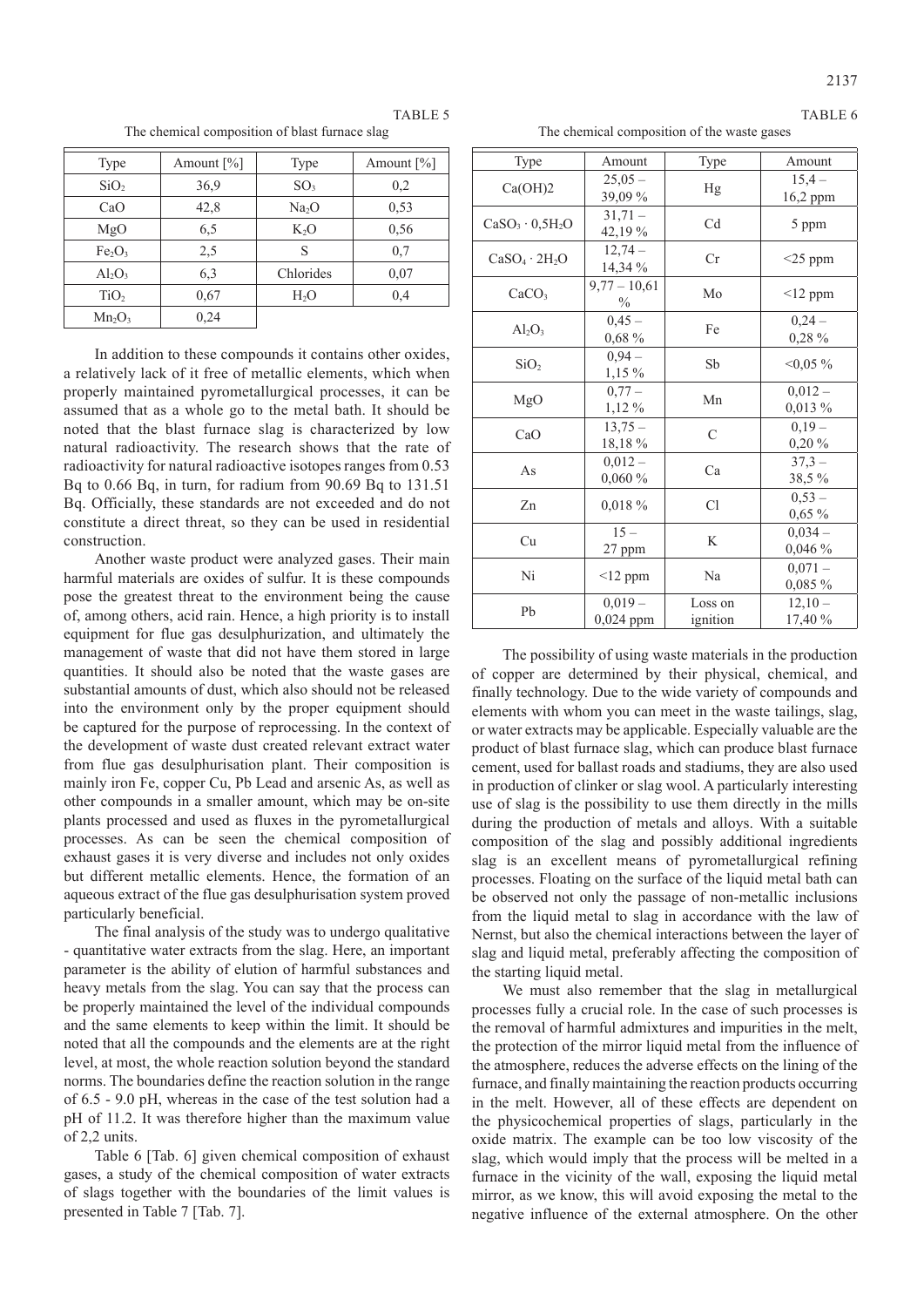TABLE 5

The chemical composition of blast furnace slag

| Type | Amount [%] | Type | Amount [%] |
|---|---|---|---|
| $SiO_2$ | 36,9 | $SO_3$ | 0,2 |
| CaO | 42,8 | $Na_2O$ | 0,53 |
| MgO | 6,5 | $K_2O$ | 0,56 |
| $Fe_2O_3$ | 2,5 | S | 0,7 |
| $Al_2O_3$ | 6,3 | Chlorides | 0,07 |
| $TiO_2$ | 0,67 | $H_2O$ | 0,4 |
| $Mn_2O_3$ | 0,24 | | |

In addition to these compounds it contains other oxides, a relatively lack of it free of metallic elements, which when properly maintained pyrometallurgical processes, it can be assumed that as a whole go to the metal bath. It should be noted that the blast furnace slag is characterized by low natural radioactivity. The research shows that the rate of radioactivity for natural radioactive isotopes ranges from 0.53 Bq to 0.66 Bq, in turn, for radium from 90.69 Bq to 131.51 Bq. Officially, these standards are not exceeded and do not constitute a direct threat, so they can be used in residential construction.

Another waste product were analyzed gases. Their main harmful materials are oxides of sulfur. It is these compounds pose the greatest threat to the environment being the cause of, among others, acid rain. Hence, a high priority is to install equipment for flue gas desulphurization, and ultimately the management of waste that did not have them stored in large quantities. It should also be noted that the waste gases are substantial amounts of dust, which also should not be released into the environment only by the proper equipment should be captured for the purpose of reprocessing. In the context of the development of waste dust created relevant extract water from flue gas desulphurisation plant. Their composition is mainly iron Fe, copper Cu, Pb Lead and arsenic As, as well as other compounds in a smaller amount, which may be on-site plants processed and used as fluxes in the pyrometallurgical processes. As can be seen the chemical composition of exhaust gases it is very diverse and includes not only oxides but different metallic elements. Hence, the formation of an aqueous extract of the flue gas desulphurisation system proved particularly beneficial.

The final analysis of the study was to undergo qualitative - quantitative water extracts from the slag. Here, an important parameter is the ability of elution of harmful substances and heavy metals from the slag. You can say that the process can be properly maintained the level of the individual compounds and the same elements to keep within the limit. It should be noted that all the compounds and the elements are at the right level, at most, the whole reaction solution beyond the standard norms. The boundaries define the reaction solution in the range of 6.5 - 9.0 pH, whereas in the case of the test solution had a pH of 11.2. It was therefore higher than the maximum value of 2,2 units.

Table 6 [Tab. 6] given chemical composition of exhaust gases, a study of the chemical composition of water extracts of slags together with the boundaries of the limit values is presented in Table 7 [Tab. 7].

TABLE 6

The chemical composition of the waste gases

| Type | Amount | Type | Amount |
|---|---|---|---|
| Ca(OH)2 | 25,05 – 39,09 % | Hg | 15,4 – 16,2 ppm |
| $CaSO_3 \cdot 0,5H_2O$ | 31,71 – 42,19 % | Cd | 5 ppm |
| $CaSO_4 \cdot 2H_2O$ | 12,74 – 14,34 % | Cr | <25 ppm |
| $CaCO_3$ | 9,77 – 10,61 % | Mo | <12 ppm |
| $Al_2O_3$ | 0,45 – 0,68 % | Fe | 0,24 – 0,28 % |
| $SiO_2$ | 0,94 – 1,15 % | Sb | <0,05 % |
| MgO | 0,77 – 1,12 % | Mn | 0,012 – 0,013 % |
| CaO | 13,75 – 18,18 % | C | 0,19 – 0,20 % |
| As | 0,012 – 0,060 % | Ca | 37,3 – 38,5 % |
| Zn | 0,018 % | Cl | 0,53 – 0,65 % |
| Cu | 15 – 27 ppm | K | 0,034 – 0,046 % |
| Ni | <12 ppm | Na | 0,071 – 0,085 % |
| Pb | 0,019 – 0,024 ppm | Loss on ignition | 12,10 – 17,40 % |

The possibility of using waste materials in the production of copper are determined by their physical, chemical, and finally technology. Due to the wide variety of compounds and elements with whom you can meet in the waste tailings, slag, or water extracts may be applicable. Especially valuable are the product of blast furnace slag, which can produce blast furnace cement, used for ballast roads and stadiums, they are also used in production of clinker or slag wool. A particularly interesting use of slag is the possibility to use them directly in the mills during the production of metals and alloys. With a suitable composition of the slag and possibly additional ingredients slag is an excellent means of pyrometallurgical refining processes. Floating on the surface of the liquid metal bath can be observed not only the passage of non-metallic inclusions from the liquid metal to slag in accordance with the law of Nernst, but also the chemical interactions between the layer of slag and liquid metal, preferably affecting the composition of the starting liquid metal.

We must also remember that the slag in metallurgical processes fully a crucial role. In the case of such processes is the removal of harmful admixtures and impurities in the melt, the protection of the mirror liquid metal from the influence of the atmosphere, reduces the adverse effects on the lining of the furnace, and finally maintaining the reaction products occurring in the melt. However, all of these effects are dependent on the physicochemical properties of slags, particularly in the oxide matrix. The example can be too low viscosity of the slag, which would imply that the process will be melted in a furnace in the vicinity of the wall, exposing the liquid metal mirror, as we know, this will avoid exposing the metal to the negative influence of the external atmosphere. On the other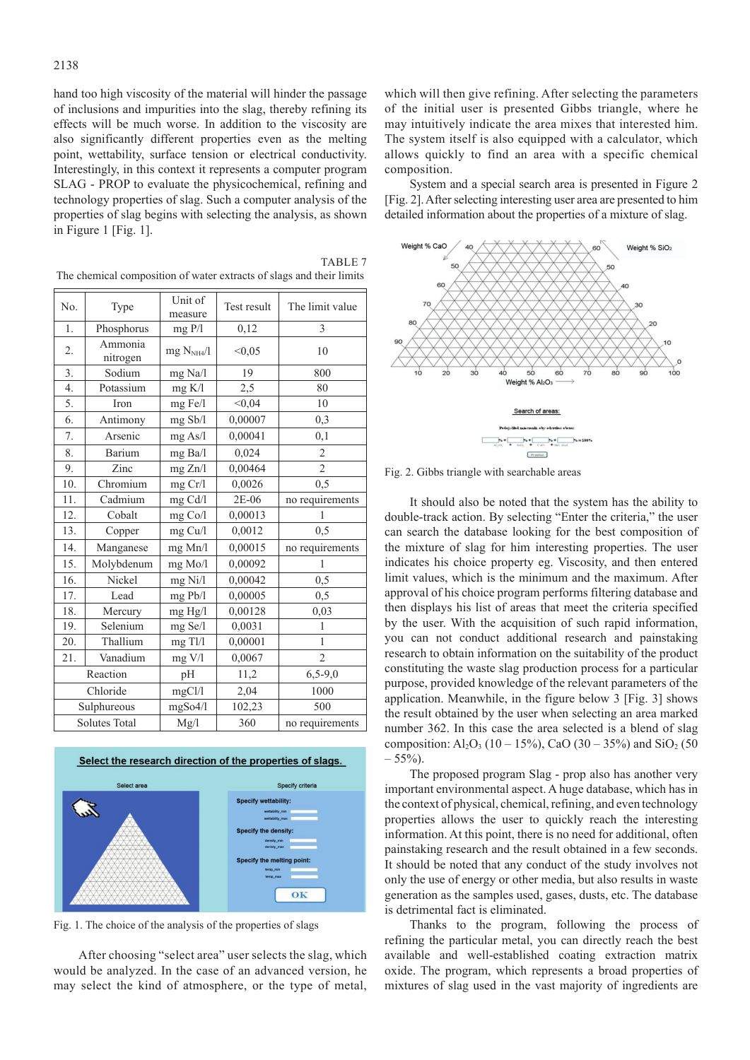hand too high viscosity of the material will hinder the passage of inclusions and impurities into the slag, thereby refining its effects will be much worse. In addition to the viscosity are also significantly different properties even as the melting point, wettability, surface tension or electrical conductivity. Interestingly, in this context it represents a computer program SLAG - PROP to evaluate the physicochemical, refining and technology properties of slag. Such a computer analysis of the properties of slag begins with selecting the analysis, as shown in Figure 1 [Fig. 1].

TABLE 7

The chemical composition of water extracts of slags and their limits

| No. | Type | Unit of measure | Test result | The limit value |
|---|---|---|---|---|
| 1. | Phosphorus | mg P/l | 0,12 | 3 |
| 2. | Ammonia nitrogen | mg $N_{NH4}$/l | <0,05 | 10 |
| 3. | Sodium | mg Na/l | 19 | 800 |
| 4. | Potassium | mg K/l | 2,5 | 80 |
| 5. | Iron | mg Fe/l | <0,04 | 10 |
| 6. | Antimony | mg Sb/l | 0,00007 | 0,3 |
| 7. | Arsenic | mg As/l | 0,00041 | 0,1 |
| 8. | Barium | mg Ba/l | 0,024 | 2 |
| 9. | Zinc | mg Zn/l | 0,00464 | 2 |
| 10. | Chromium | mg Cr/l | 0,0026 | 0,5 |
| 11. | Cadmium | mg Cd/l | 2E-06 | no requirements |
| 12. | Cobalt | mg Co/l | 0,00013 | 1 |
| 13. | Copper | mg Cu/l | 0,0012 | 0,5 |
| 14. | Manganese | mg Mn/l | 0,00015 | no requirements |
| 15. | Molybdenum | mg Mo/l | 0,00092 | 1 |
| 16. | Nickel | mg Ni/l | 0,00042 | 0,5 |
| 17. | Lead | mg Pb/l | 0,00005 | 0,5 |
| 18. | Mercury | mg Hg/l | 0,00128 | 0,03 |
| 19. | Selenium | mg Se/l | 0,0031 | 1 |
| 20. | Thallium | mg Tl/l | 0,00001 | 1 |
| 21. | Vanadium | mg V/l | 0,0067 | 2 |
| Reaction | | pH | 11,2 | 6,5-9,0 |
| Chloride | | mgCl/l | 2,04 | 1000 |
| Sulphureous | | mgSo4/l | 102,23 | 500 |
| Solutes Total | | Mg/l | 360 | no requirements |

Fig. 1. The choice of the analysis of the properties of slags

After choosing "select area" user selects the slag, which would be analyzed. In the case of an advanced version, he may select the kind of atmosphere, or the type of metal, which will then give refining. After selecting the parameters of the initial user is presented Gibbs triangle, where he may intuitively indicate the area mixes that interested him. The system itself is also equipped with a calculator, which allows quickly to find an area with a specific chemical composition.

System and a special search area is presented in Figure 2 [Fig. 2]. After selecting interesting user area are presented to him detailed information about the properties of a mixture of slag.

Fig. 2. Gibbs triangle with searchable areas

It should also be noted that the system has the ability to double-track action. By selecting "Enter the criteria," the user can search the database looking for the best composition of the mixture of slag for him interesting properties. The user indicates his choice property eg. Viscosity, and then entered limit values, which is the minimum and the maximum. After approval of his choice program performs filtering database and then displays his list of areas that meet the criteria specified by the user. With the acquisition of such rapid information, you can not conduct additional research and painstaking research to obtain information on the suitability of the product constituting the waste slag production process for a particular purpose, provided knowledge of the relevant parameters of the application. Meanwhile, in the figure below 3 [Fig. 3] shows the result obtained by the user when selecting an area marked number 362. In this case the area selected is a blend of slag composition: $Al_2O_3$ (10 – 15%), CaO (30 – 35%) and $SiO_2$ (50 – 55%).

The proposed program Slag - prop also has another very important environmental aspect. A huge database, which has in the context of physical, chemical, refining, and even technology properties allows the user to quickly reach the interesting information. At this point, there is no need for additional, often painstaking research and the result obtained in a few seconds. It should be noted that any conduct of the study involves not only the use of energy or other media, but also results in waste generation as the samples used, gases, dusts, etc. The database is detrimental fact is eliminated.

Thanks to the program, following the process of refining the particular metal, you can directly reach the best available and well-established coating extraction matrix oxide. The program, which represents a broad properties of mixtures of slag used in the vast majority of ingredients are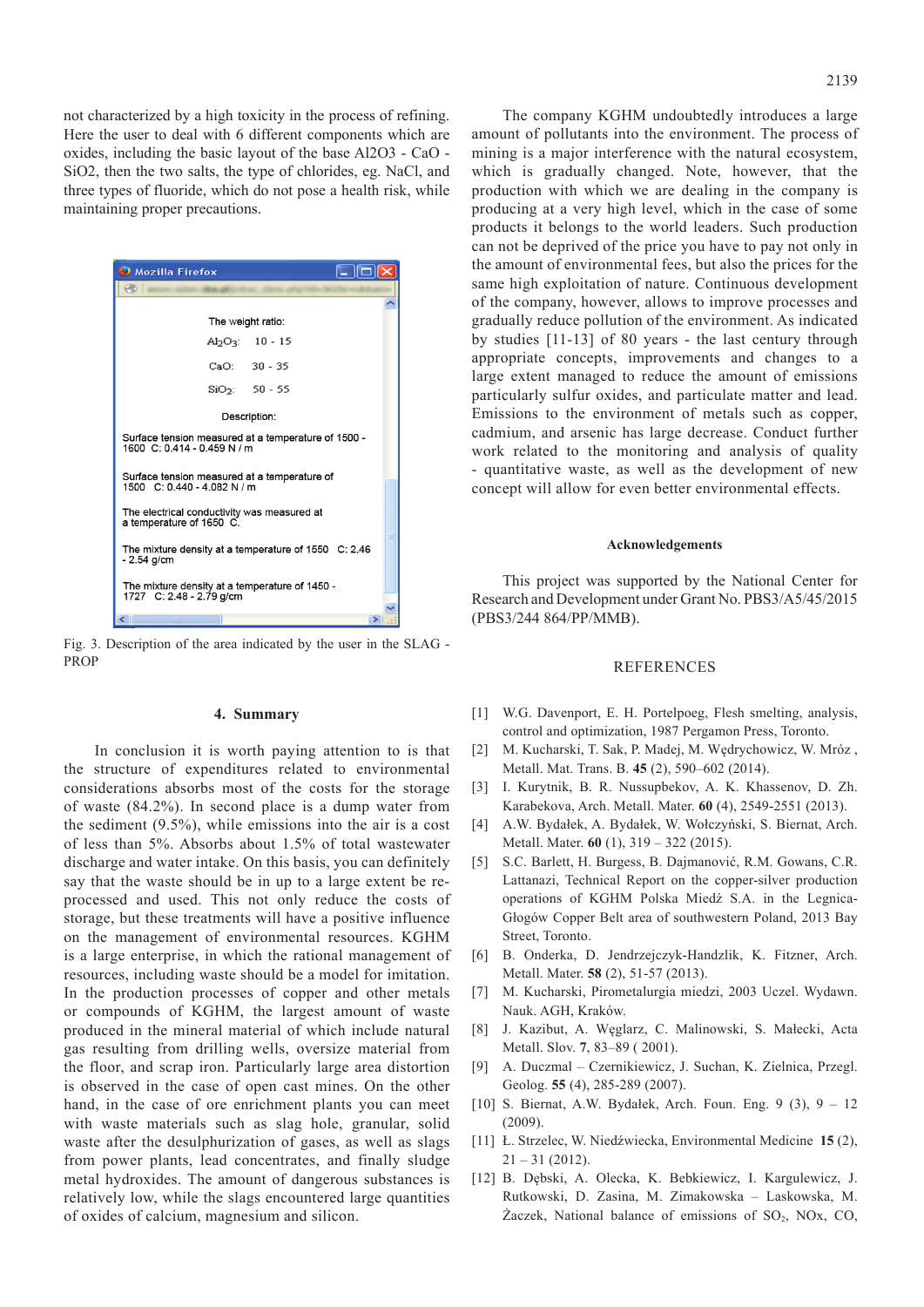not characterized by a high toxicity in the process of refining. Here the user to deal with 6 different components which are oxides, including the basic layout of the base Al2O3 - CaO - SiO2, then the two salts, the type of chlorides, eg. NaCl, and three types of fluoride, which do not pose a health risk, while maintaining proper precautions.

Mozilla Firefox

The weight ratio:

$Al_2O_3$: 10 - 15

CaO: 30 - 35

$SiO_2$: 50 - 55

Description:

Surface tension measured at a temperature of 1500 - 1600 C: 0.414 - 0.459 N / m

Surface tension measured at a temperature of 1500 C: 0.440 - 4.082 N / m

The electrical conductivity was measured at a temperature of 1650 C.

The mixture density at a temperature of 1550 C: 2.46 - 2.54 g/cm

The mixture density at a temperature of 1450 - 1727 C: 2.48 - 2.79 g/cm

Fig. 3. Description of the area indicated by the user in the SLAG - PROP

## 4. Summary

In conclusion it is worth paying attention to is that the structure of expenditures related to environmental considerations absorbs most of the costs for the storage of waste (84.2%). In second place is a dump water from the sediment (9.5%), while emissions into the air is a cost of less than 5%. Absorbs about 1.5% of total wastewater discharge and water intake. On this basis, you can definitely say that the waste should be in up to a large extent be re-processed and used. This not only reduce the costs of storage, but these treatments will have a positive influence on the management of environmental resources. KGHM is a large enterprise, in which the rational management of resources, including waste should be a model for imitation. In the production processes of copper and other metals or compounds of KGHM, the largest amount of waste produced in the mineral material of which include natural gas resulting from drilling wells, oversize material from the floor, and scrap iron. Particularly large area distortion is observed in the case of open cast mines. On the other hand, in the case of ore enrichment plants you can meet with waste materials such as slag hole, granular, solid waste after the desulphurization of gases, as well as slags from power plants, lead concentrates, and finally sludge metal hydroxides. The amount of dangerous substances is relatively low, while the slags encountered large quantities of oxides of calcium, magnesium and silicon.

The company KGHM undoubtedly introduces a large amount of pollutants into the environment. The process of mining is a major interference with the natural ecosystem, which is gradually changed. Note, however, that the production with which we are dealing in the company is producing at a very high level, which in the case of some products it belongs to the world leaders. Such production can not be deprived of the price you have to pay not only in the amount of environmental fees, but also the prices for the same high exploitation of nature. Continuous development of the company, however, allows to improve processes and gradually reduce pollution of the environment. As indicated by studies [11-13] of 80 years - the last century through appropriate concepts, improvements and changes to a large extent managed to reduce the amount of emissions particularly sulfur oxides, and particulate matter and lead. Emissions to the environment of metals such as copper, cadmium, and arsenic has large decrease. Conduct further work related to the monitoring and analysis of quality - quantitative waste, as well as the development of new concept will allow for even better environmental effects.

### Acknowledgements

This project was supported by the National Center for Research and Development under Grant No. PBS3/A5/45/2015 (PBS3/244 864/PP/MMB).

### REFERENCES

[1] W.G. Davenport, E. H. Portelpoeg, Flesh smelting, analysis, control and optimization, 1987 Pergamon Press, Toronto.

[2] M. Kucharski, T. Sak, P. Madej, M. Wędrychowicz, W. Mróz , Metall. Mat. Trans. B. **45** (2), 590–602 (2014).

[3] I. Kurytnik, B. R. Nussupbekov, A. K. Khassenov, D. Zh. Karabekova, Arch. Metall. Mater. **60** (4), 2549-2551 (2013).

[4] A.W. Bydałek, A. Bydałek, W. Wołczyński, S. Biernat, Arch. Metall. Mater. **60** (1), 319 – 322 (2015).

[5] S.C. Barlett, H. Burgess, B. Dajmanović, R.M. Gowans, C.R. Lattanazi, Technical Report on the copper-silver production operations of KGHM Polska Miedź S.A. in the Legnica-Głogów Copper Belt area of southwestern Poland, 2013 Bay Street, Toronto.

[6] B. Onderka, D. Jendrzejczyk-Handzlik, K. Fitzner, Arch. Metall. Mater. **58** (2), 51-57 (2013).

[7] M. Kucharski, Pirometalurgia miedzi, 2003 Uczel. Wydawn. Nauk. AGH, Kraków.

[8] J. Kazibut, A. Węglarz, C. Malinowski, S. Małecki, Acta Metall. Slov. **7**, 83–89 ( 2001).

[9] A. Duczmal – Czernikiewicz, J. Suchan, K. Zielnica, Przegl. Geolog. **55** (4), 285-289 (2007).

[10] S. Biernat, A.W. Bydałek, Arch. Foun. Eng. 9 (3), 9 – 12 (2009).

[11] Ł. Strzelec, W. Niedźwiecka, Environmental Medicine **15** (2), 21 – 31 (2012).

[12] B. Dębski, A. Olecka, K. Bebkiewicz, I. Kargulewicz, J. Rutkowski, D. Zasina, M. Zimakowska – Laskowska, M. Żaczek, National balance of emissions of $SO_2$, NOx, CO,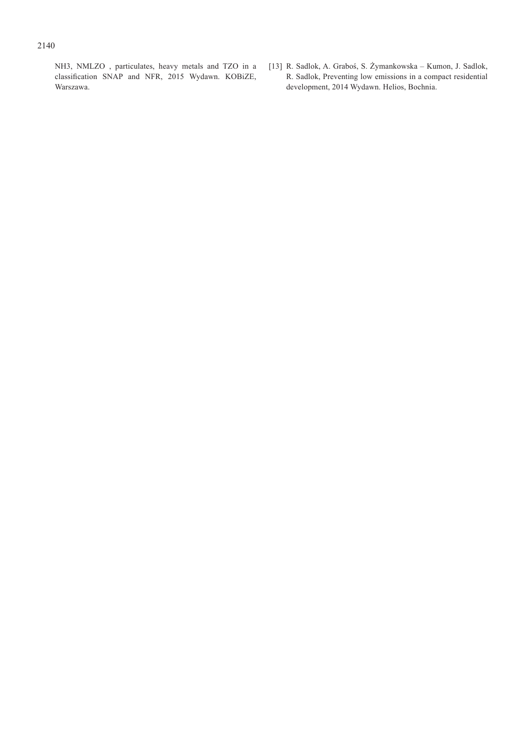NH3, NMLZO , particulates, heavy metals and TZO in a classification SNAP and NFR, 2015 Wydawn. KOBiZE, Warszawa.

[13] R. Sadlok, A. Graboś, S. Żymankowska – Kumon, J. Sadlok, R. Sadlok, Preventing low emissions in a compact residential development, 2014 Wydawn. Helios, Bochnia.